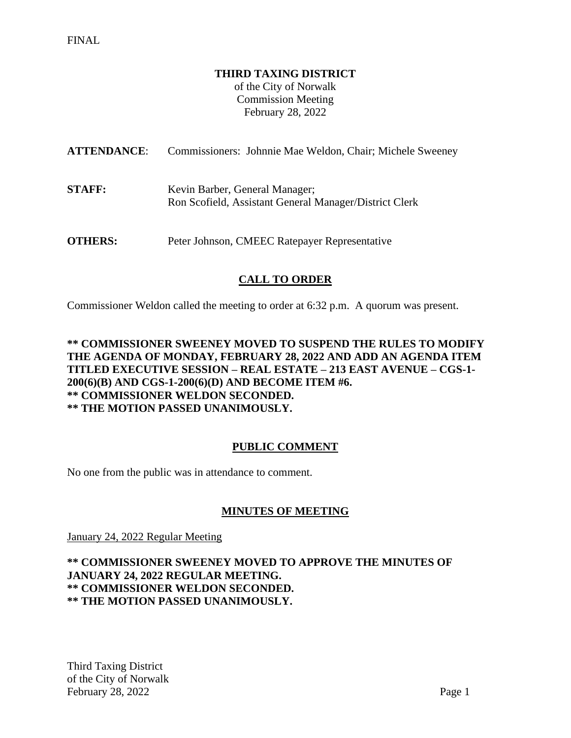FINAL

**THIRD TAXING DISTRICT**
of the City of Norwalk
Commission Meeting
February 28, 2022

**ATTENDANCE**: Commissioners: Johnnie Mae Weldon, Chair; Michele Sweeney

**STAFF:** Kevin Barber, General Manager;
Ron Scofield, Assistant General Manager/District Clerk

**OTHERS:** Peter Johnson, CMEEC Ratepayer Representative

## CALL TO ORDER

Commissioner Weldon called the meeting to order at 6:32 p.m. A quorum was present.

**\*\* COMMISSIONER SWEENEY MOVED TO SUSPEND THE RULES TO MODIFY THE AGENDA OF MONDAY, FEBRUARY 28, 2022 AND ADD AN AGENDA ITEM TITLED EXECUTIVE SESSION – REAL ESTATE – 213 EAST AVENUE – CGS-1-200(6)(B) AND CGS-1-200(6)(D) AND BECOME ITEM #6.**
**\*\* COMMISSIONER WELDON SECONDED.**
**\*\* THE MOTION PASSED UNANIMOUSLY.**

## PUBLIC COMMENT

No one from the public was in attendance to comment.

## MINUTES OF MEETING

January 24, 2022 Regular Meeting

**\*\* COMMISSIONER SWEENEY MOVED TO APPROVE THE MINUTES OF JANUARY 24, 2022 REGULAR MEETING.**
**\*\* COMMISSIONER WELDON SECONDED.**
**\*\* THE MOTION PASSED UNANIMOUSLY.**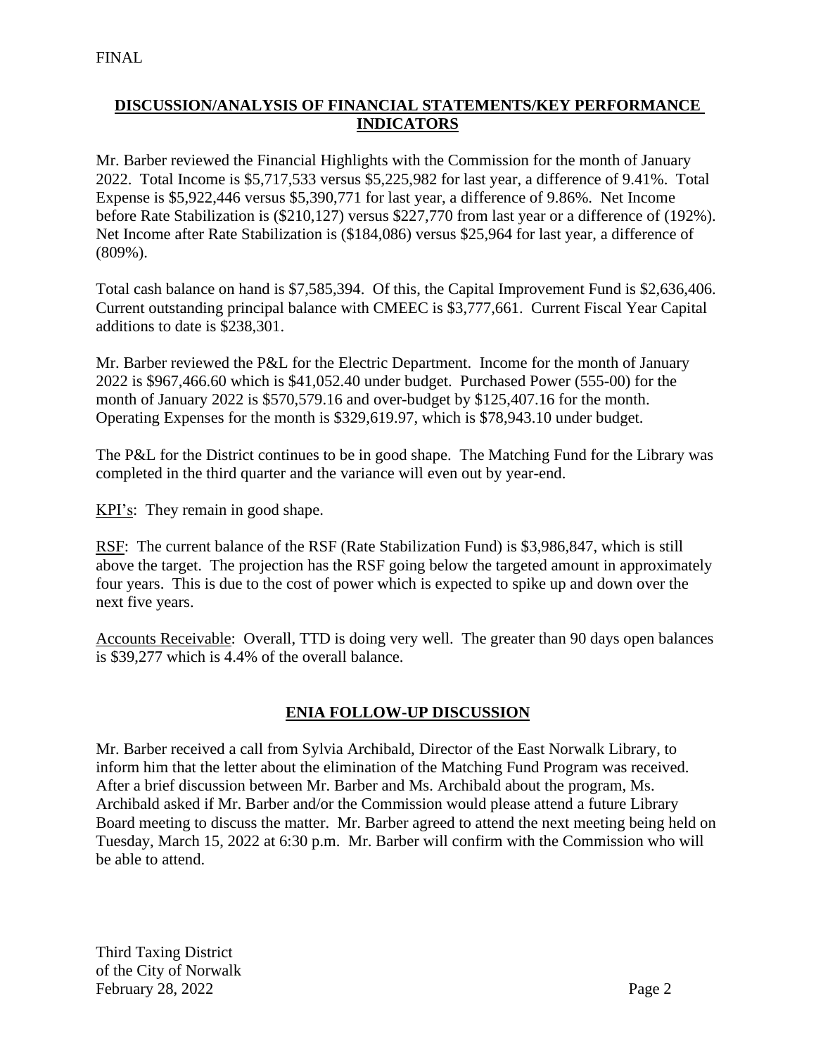FINAL

## DISCUSSION/ANALYSIS OF FINANCIAL STATEMENTS/KEY PERFORMANCE INDICATORS

Mr. Barber reviewed the Financial Highlights with the Commission for the month of January 2022. Total Income is $5,717,533 versus $5,225,982 for last year, a difference of 9.41%. Total Expense is $5,922,446 versus $5,390,771 for last year, a difference of 9.86%. Net Income before Rate Stabilization is ($210,127) versus $227,770 from last year or a difference of (192%). Net Income after Rate Stabilization is ($184,086) versus $25,964 for last year, a difference of (809%).

Total cash balance on hand is $7,585,394. Of this, the Capital Improvement Fund is $2,636,406. Current outstanding principal balance with CMEEC is $3,777,661. Current Fiscal Year Capital additions to date is $238,301.

Mr. Barber reviewed the P&L for the Electric Department. Income for the month of January 2022 is $967,466.60 which is $41,052.40 under budget. Purchased Power (555-00) for the month of January 2022 is $570,579.16 and over-budget by $125,407.16 for the month. Operating Expenses for the month is $329,619.97, which is $78,943.10 under budget.

The P&L for the District continues to be in good shape. The Matching Fund for the Library was completed in the third quarter and the variance will even out by year-end.

<u>KPI's</u>: They remain in good shape.

<u>RSF</u>: The current balance of the RSF (Rate Stabilization Fund) is $3,986,847, which is still above the target. The projection has the RSF going below the targeted amount in approximately four years. This is due to the cost of power which is expected to spike up and down over the next five years.

<u>Accounts Receivable</u>: Overall, TTD is doing very well. The greater than 90 days open balances is $39,277 which is 4.4% of the overall balance.

## ENIA FOLLOW-UP DISCUSSION

Mr. Barber received a call from Sylvia Archibald, Director of the East Norwalk Library, to inform him that the letter about the elimination of the Matching Fund Program was received. After a brief discussion between Mr. Barber and Ms. Archibald about the program, Ms. Archibald asked if Mr. Barber and/or the Commission would please attend a future Library Board meeting to discuss the matter. Mr. Barber agreed to attend the next meeting being held on Tuesday, March 15, 2022 at 6:30 p.m. Mr. Barber will confirm with the Commission who will be able to attend.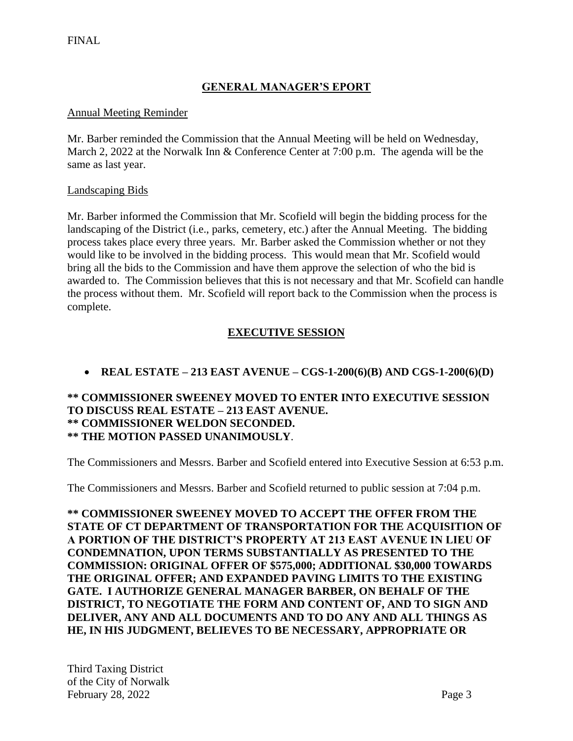FINAL

## GENERAL MANAGER'S EPORT

Annual Meeting Reminder

Mr. Barber reminded the Commission that the Annual Meeting will be held on Wednesday, March 2, 2022 at the Norwalk Inn & Conference Center at 7:00 p.m. The agenda will be the same as last year.

Landscaping Bids

Mr. Barber informed the Commission that Mr. Scofield will begin the bidding process for the landscaping of the District (i.e., parks, cemetery, etc.) after the Annual Meeting. The bidding process takes place every three years. Mr. Barber asked the Commission whether or not they would like to be involved in the bidding process. This would mean that Mr. Scofield would bring all the bids to the Commission and have them approve the selection of who the bid is awarded to. The Commission believes that this is not necessary and that Mr. Scofield can handle the process without them. Mr. Scofield will report back to the Commission when the process is complete.

## EXECUTIVE SESSION

- **REAL ESTATE – 213 EAST AVENUE – CGS-1-200(6)(B) AND CGS-1-200(6)(D)**

**** COMMISSIONER SWEENEY MOVED TO ENTER INTO EXECUTIVE SESSION TO DISCUSS REAL ESTATE – 213 EAST AVENUE.**
**** COMMISSIONER WELDON SECONDED.**
**** THE MOTION PASSED UNANIMOUSLY**.

The Commissioners and Messrs. Barber and Scofield entered into Executive Session at 6:53 p.m.

The Commissioners and Messrs. Barber and Scofield returned to public session at 7:04 p.m.

**** COMMISSIONER SWEENEY MOVED TO ACCEPT THE OFFER FROM THE STATE OF CT DEPARTMENT OF TRANSPORTATION FOR THE ACQUISITION OF A PORTION OF THE DISTRICT'S PROPERTY AT 213 EAST AVENUE IN LIEU OF CONDEMNATION, UPON TERMS SUBSTANTIALLY AS PRESENTED TO THE COMMISSION: ORIGINAL OFFER OF $575,000; ADDITIONAL $30,000 TOWARDS THE ORIGINAL OFFER; AND EXPANDED PAVING LIMITS TO THE EXISTING GATE. I AUTHORIZE GENERAL MANAGER BARBER, ON BEHALF OF THE DISTRICT, TO NEGOTIATE THE FORM AND CONTENT OF, AND TO SIGN AND DELIVER, ANY AND ALL DOCUMENTS AND TO DO ANY AND ALL THINGS AS HE, IN HIS JUDGMENT, BELIEVES TO BE NECESSARY, APPROPRIATE OR**

Third Taxing District
of the City of Norwalk
February 28, 2022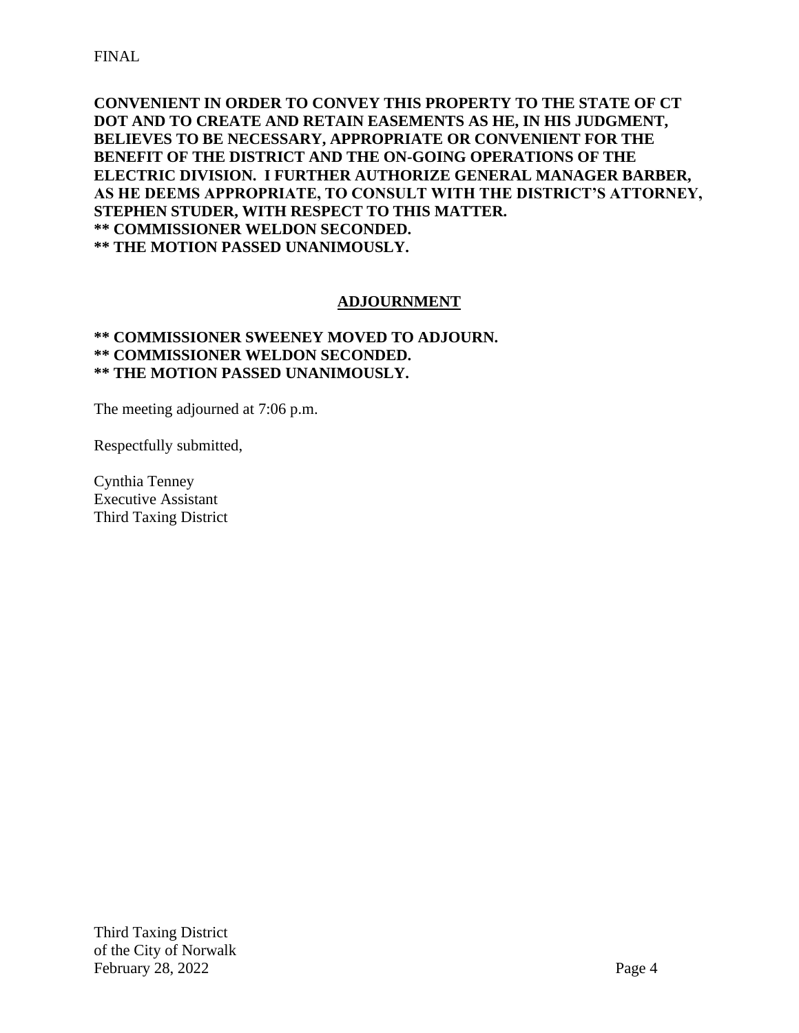FINAL

**CONVENIENT IN ORDER TO CONVEY THIS PROPERTY TO THE STATE OF CT DOT AND TO CREATE AND RETAIN EASEMENTS AS HE, IN HIS JUDGMENT, BELIEVES TO BE NECESSARY, APPROPRIATE OR CONVENIENT FOR THE BENEFIT OF THE DISTRICT AND THE ON-GOING OPERATIONS OF THE ELECTRIC DIVISION. I FURTHER AUTHORIZE GENERAL MANAGER BARBER, AS HE DEEMS APPROPRIATE, TO CONSULT WITH THE DISTRICT'S ATTORNEY, STEPHEN STUDER, WITH RESPECT TO THIS MATTER.**
**** COMMISSIONER WELDON SECONDED.**
**** THE MOTION PASSED UNANIMOUSLY.**

## ADJOURNMENT

**** COMMISSIONER SWEENEY MOVED TO ADJOURN.**
**** COMMISSIONER WELDON SECONDED.**
**** THE MOTION PASSED UNANIMOUSLY.**

The meeting adjourned at 7:06 p.m.

Respectfully submitted,

Cynthia Tenney
Executive Assistant
Third Taxing District